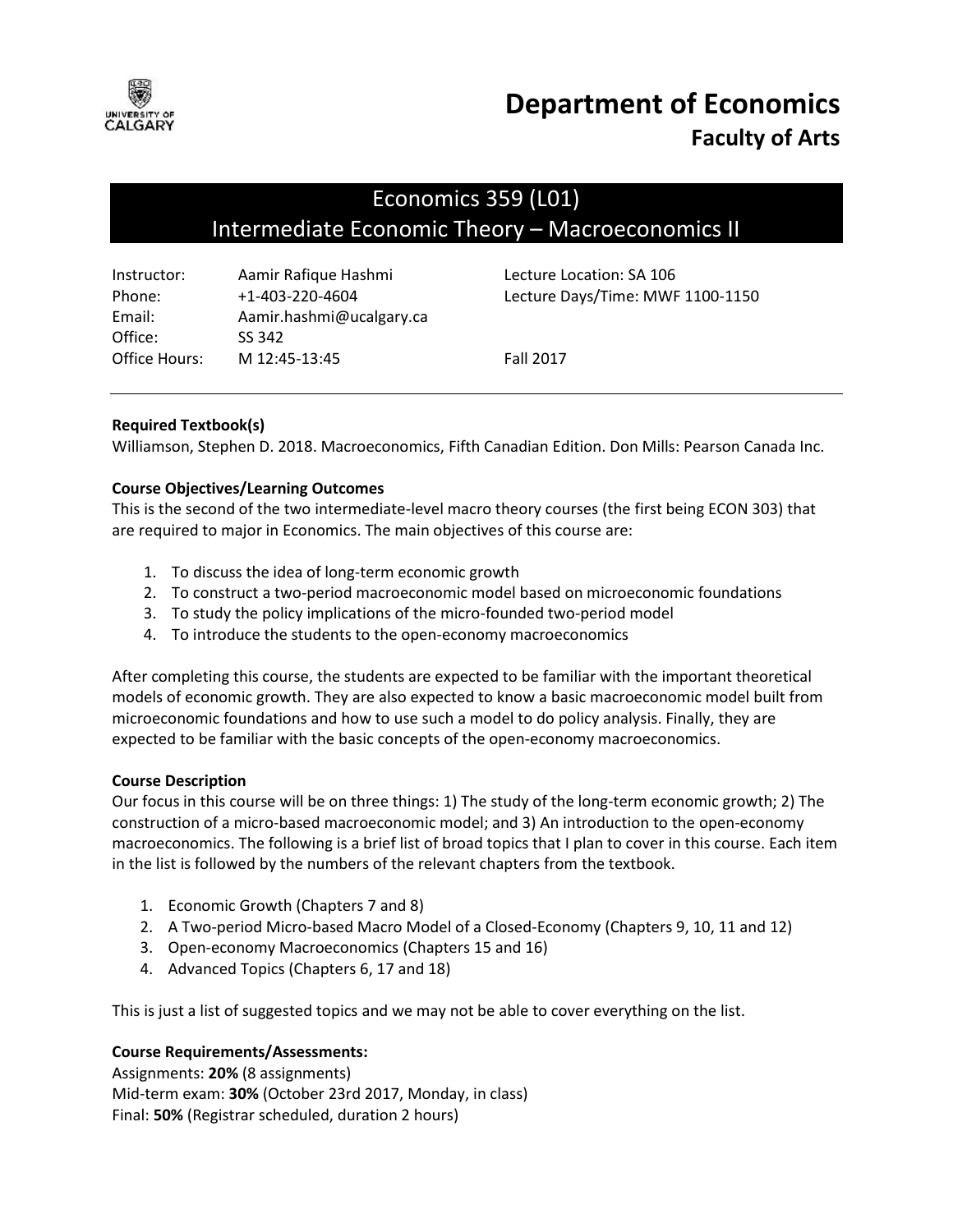# Department of Economics

## Faculty of Arts

## Economics 359 (L01)
## Intermediate Economic Theory – Macroeconomics II

| | | |
|---|---|---|
| Instructor: | Aamir Rafique Hashmi | Lecture Location: SA 106 |
| Phone: | +1-403-220-4604 | Lecture Days/Time: MWF 1100-1150 |
| Email: | Aamir.hashmi@ucalgary.ca | |
| Office: | SS 342 | |
| Office Hours: | M 12:45-13:45 | Fall 2017 |

**Required Textbook(s)**
Williamson, Stephen D. 2018. Macroeconomics, Fifth Canadian Edition. Don Mills: Pearson Canada Inc.

**Course Objectives/Learning Outcomes**
This is the second of the two intermediate-level macro theory courses (the first being ECON 303) that are required to major in Economics. The main objectives of this course are:

1. To discuss the idea of long-term economic growth
2. To construct a two-period macroeconomic model based on microeconomic foundations
3. To study the policy implications of the micro-founded two-period model
4. To introduce the students to the open-economy macroeconomics

After completing this course, the students are expected to be familiar with the important theoretical models of economic growth. They are also expected to know a basic macroeconomic model built from microeconomic foundations and how to use such a model to do policy analysis. Finally, they are expected to be familiar with the basic concepts of the open-economy macroeconomics.

**Course Description**
Our focus in this course will be on three things: 1) The study of the long-term economic growth; 2) The construction of a micro-based macroeconomic model; and 3) An introduction to the open-economy macroeconomics. The following is a brief list of broad topics that I plan to cover in this course. Each item in the list is followed by the numbers of the relevant chapters from the textbook.

1. Economic Growth (Chapters 7 and 8)
2. A Two-period Micro-based Macro Model of a Closed-Economy (Chapters 9, 10, 11 and 12)
3. Open-economy Macroeconomics (Chapters 15 and 16)
4. Advanced Topics (Chapters 6, 17 and 18)

This is just a list of suggested topics and we may not be able to cover everything on the list.

**Course Requirements/Assessments:**
Assignments: **20%** (8 assignments)
Mid-term exam: **30%** (October 23rd 2017, Monday, in class)
Final: **50%** (Registrar scheduled, duration 2 hours)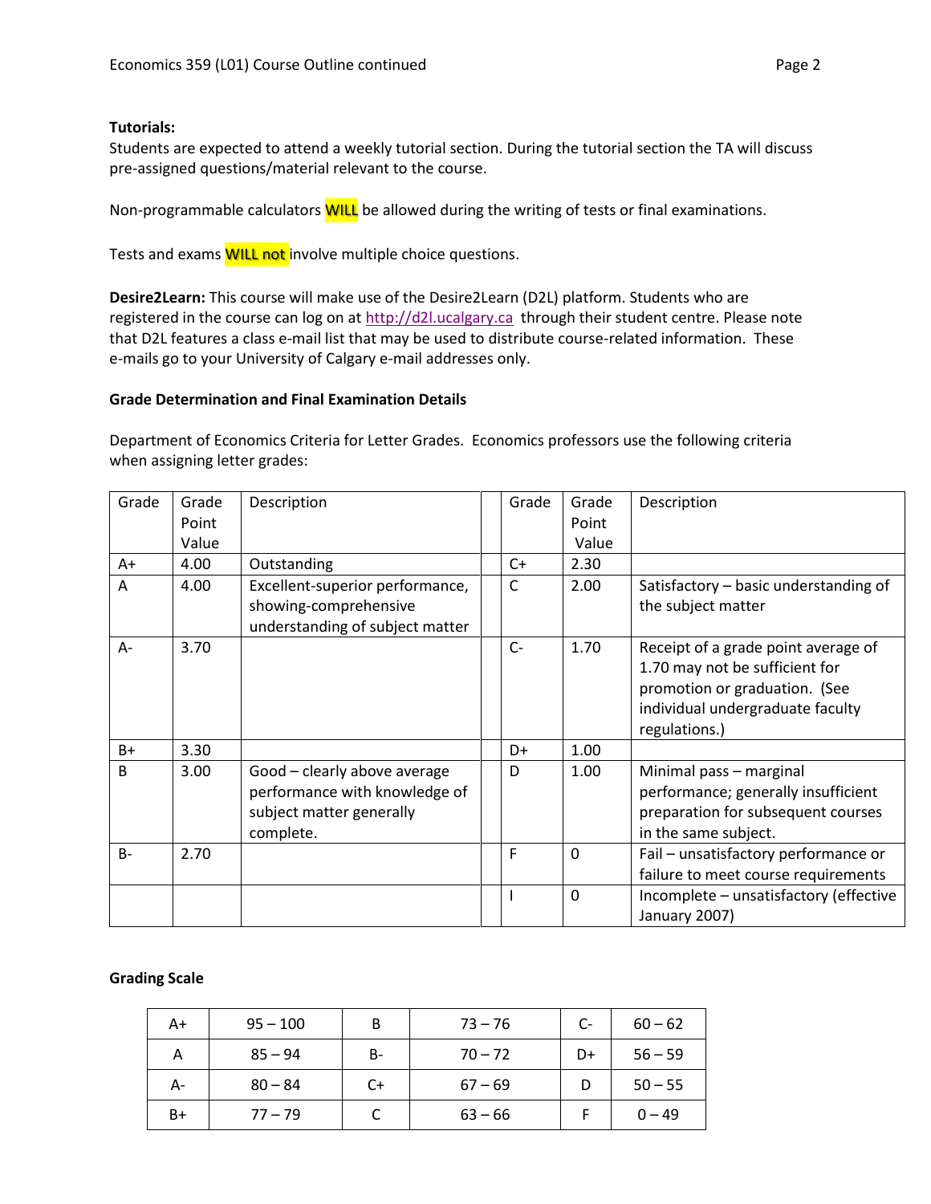**Tutorials:**
Students are expected to attend a weekly tutorial section. During the tutorial section the TA will discuss pre-assigned questions/material relevant to the course.

Non-programmable calculators WILL be allowed during the writing of tests or final examinations.

Tests and exams WILL not involve multiple choice questions.

**Desire2Learn:** This course will make use of the Desire2Learn (D2L) platform. Students who are registered in the course can log on at http://d2l.ucalgary.ca through their student centre. Please note that D2L features a class e-mail list that may be used to distribute course-related information. These e-mails go to your University of Calgary e-mail addresses only.

**Grade Determination and Final Examination Details**

Department of Economics Criteria for Letter Grades. Economics professors use the following criteria when assigning letter grades:

| Grade | Grade Point Value | Description | | Grade | Grade Point Value | Description |
|---|---|---|---|---|---|---|
| A+ | 4.00 | Outstanding | | C+ | 2.30 | |
| A | 4.00 | Excellent-superior performance, showing-comprehensive understanding of subject matter | | C | 2.00 | Satisfactory – basic understanding of the subject matter |
| A- | 3.70 | | | C- | 1.70 | Receipt of a grade point average of 1.70 may not be sufficient for promotion or graduation. (See individual undergraduate faculty regulations.) |
| B+ | 3.30 | | | D+ | 1.00 | |
| B | 3.00 | Good – clearly above average performance with knowledge of subject matter generally complete. | | D | 1.00 | Minimal pass – marginal performance; generally insufficient preparation for subsequent courses in the same subject. |
| B- | 2.70 | | | F | 0 | Fail – unsatisfactory performance or failure to meet course requirements |
| | | | | I | 0 | Incomplete – unsatisfactory (effective January 2007) |

**Grading Scale**

| | | | | | |
|---|---|---|---|---|---|
| A+ | 95 – 100 | B | 73 – 76 | C- | 60 – 62 |
| A | 85 – 94 | B- | 70 – 72 | D+ | 56 – 59 |
| A- | 80 – 84 | C+ | 67 – 69 | D | 50 – 55 |
| B+ | 77 – 79 | C | 63 – 66 | F | 0 – 49 |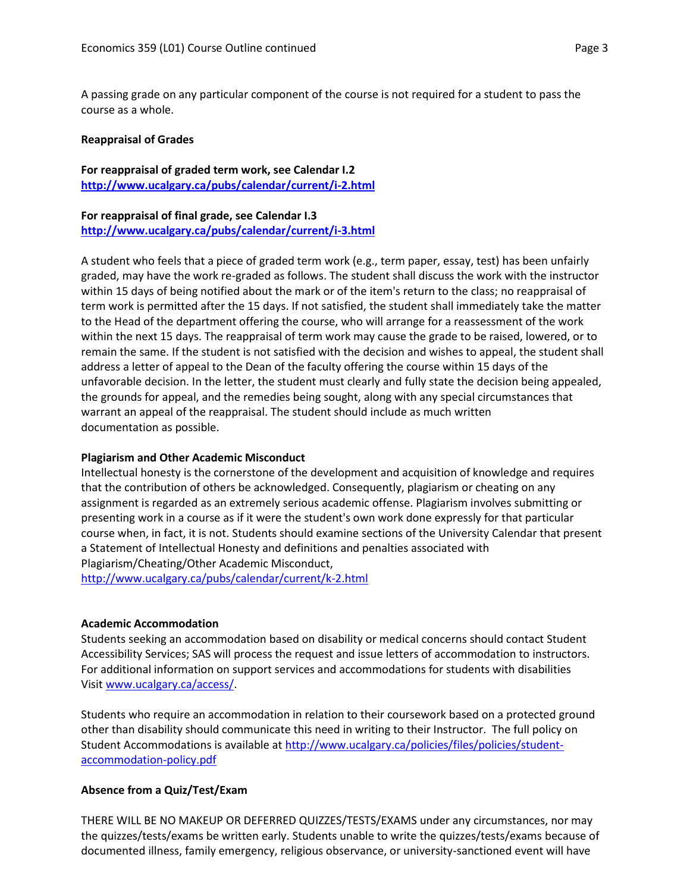A passing grade on any particular component of the course is not required for a student to pass the course as a whole.

**Reappraisal of Grades**

**For reappraisal of graded term work, see Calendar I.2**
**http://www.ucalgary.ca/pubs/calendar/current/i-2.html**

**For reappraisal of final grade, see Calendar I.3**
**http://www.ucalgary.ca/pubs/calendar/current/i-3.html**

A student who feels that a piece of graded term work (e.g., term paper, essay, test) has been unfairly graded, may have the work re-graded as follows. The student shall discuss the work with the instructor within 15 days of being notified about the mark or of the item's return to the class; no reappraisal of term work is permitted after the 15 days. If not satisfied, the student shall immediately take the matter to the Head of the department offering the course, who will arrange for a reassessment of the work within the next 15 days. The reappraisal of term work may cause the grade to be raised, lowered, or to remain the same. If the student is not satisfied with the decision and wishes to appeal, the student shall address a letter of appeal to the Dean of the faculty offering the course within 15 days of the unfavorable decision. In the letter, the student must clearly and fully state the decision being appealed, the grounds for appeal, and the remedies being sought, along with any special circumstances that warrant an appeal of the reappraisal. The student should include as much written documentation as possible.

**Plagiarism and Other Academic Misconduct**

Intellectual honesty is the cornerstone of the development and acquisition of knowledge and requires that the contribution of others be acknowledged. Consequently, plagiarism or cheating on any assignment is regarded as an extremely serious academic offense. Plagiarism involves submitting or presenting work in a course as if it were the student's own work done expressly for that particular course when, in fact, it is not. Students should examine sections of the University Calendar that present a Statement of Intellectual Honesty and definitions and penalties associated with Plagiarism/Cheating/Other Academic Misconduct,
http://www.ucalgary.ca/pubs/calendar/current/k-2.html

**Academic Accommodation**

Students seeking an accommodation based on disability or medical concerns should contact Student Accessibility Services; SAS will process the request and issue letters of accommodation to instructors. For additional information on support services and accommodations for students with disabilities Visit www.ucalgary.ca/access/.

Students who require an accommodation in relation to their coursework based on a protected ground other than disability should communicate this need in writing to their Instructor. The full policy on Student Accommodations is available at http://www.ucalgary.ca/policies/files/policies/student-accommodation-policy.pdf

**Absence from a Quiz/Test/Exam**

THERE WILL BE NO MAKEUP OR DEFERRED QUIZZES/TESTS/EXAMS under any circumstances, nor may the quizzes/tests/exams be written early. Students unable to write the quizzes/tests/exams because of documented illness, family emergency, religious observance, or university-sanctioned event will have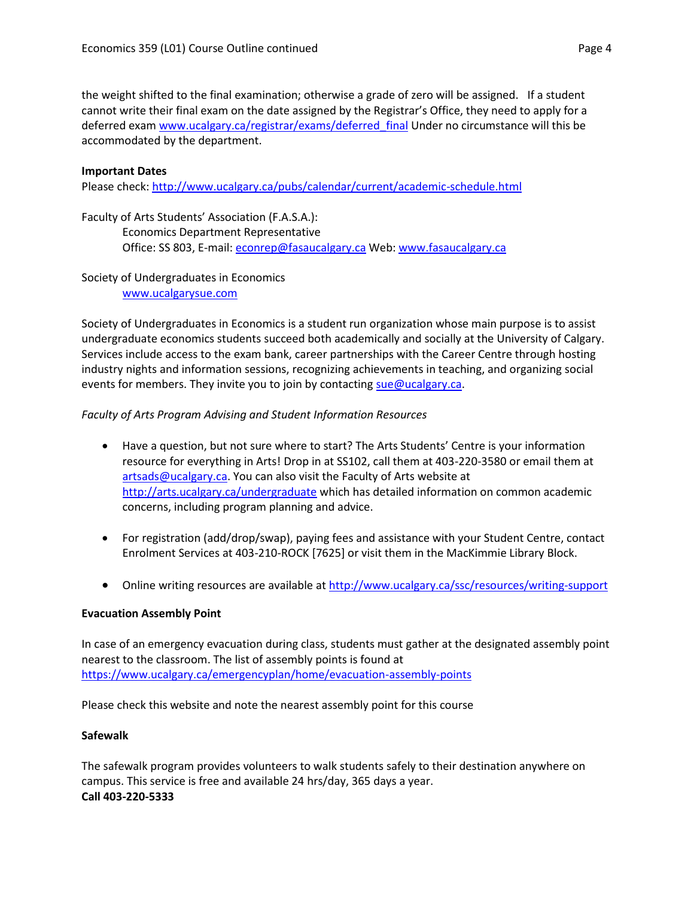the weight shifted to the final examination; otherwise a grade of zero will be assigned. If a student cannot write their final exam on the date assigned by the Registrar's Office, they need to apply for a deferred exam www.ucalgary.ca/registrar/exams/deferred_final Under no circumstance will this be accommodated by the department.

**Important Dates**

Please check: http://www.ucalgary.ca/pubs/calendar/current/academic-schedule.html

Faculty of Arts Students' Association (F.A.S.A.):

Economics Department Representative

Office: SS 803, E-mail: econrep@fasaucalgary.ca Web: www.fasaucalgary.ca

Society of Undergraduates in Economics

www.ucalgarysue.com

Society of Undergraduates in Economics is a student run organization whose main purpose is to assist undergraduate economics students succeed both academically and socially at the University of Calgary. Services include access to the exam bank, career partnerships with the Career Centre through hosting industry nights and information sessions, recognizing achievements in teaching, and organizing social events for members. They invite you to join by contacting sue@ucalgary.ca.

*Faculty of Arts Program Advising and Student Information Resources*

- Have a question, but not sure where to start? The Arts Students' Centre is your information resource for everything in Arts! Drop in at SS102, call them at 403-220-3580 or email them at artsads@ucalgary.ca. You can also visit the Faculty of Arts website at http://arts.ucalgary.ca/undergraduate which has detailed information on common academic concerns, including program planning and advice.

- For registration (add/drop/swap), paying fees and assistance with your Student Centre, contact Enrolment Services at 403-210-ROCK [7625] or visit them in the MacKimmie Library Block.

- Online writing resources are available at http://www.ucalgary.ca/ssc/resources/writing-support

**Evacuation Assembly Point**

In case of an emergency evacuation during class, students must gather at the designated assembly point nearest to the classroom. The list of assembly points is found at https://www.ucalgary.ca/emergencyplan/home/evacuation-assembly-points

Please check this website and note the nearest assembly point for this course

**Safewalk**

The safewalk program provides volunteers to walk students safely to their destination anywhere on campus. This service is free and available 24 hrs/day, 365 days a year.

**Call 403-220-5333**